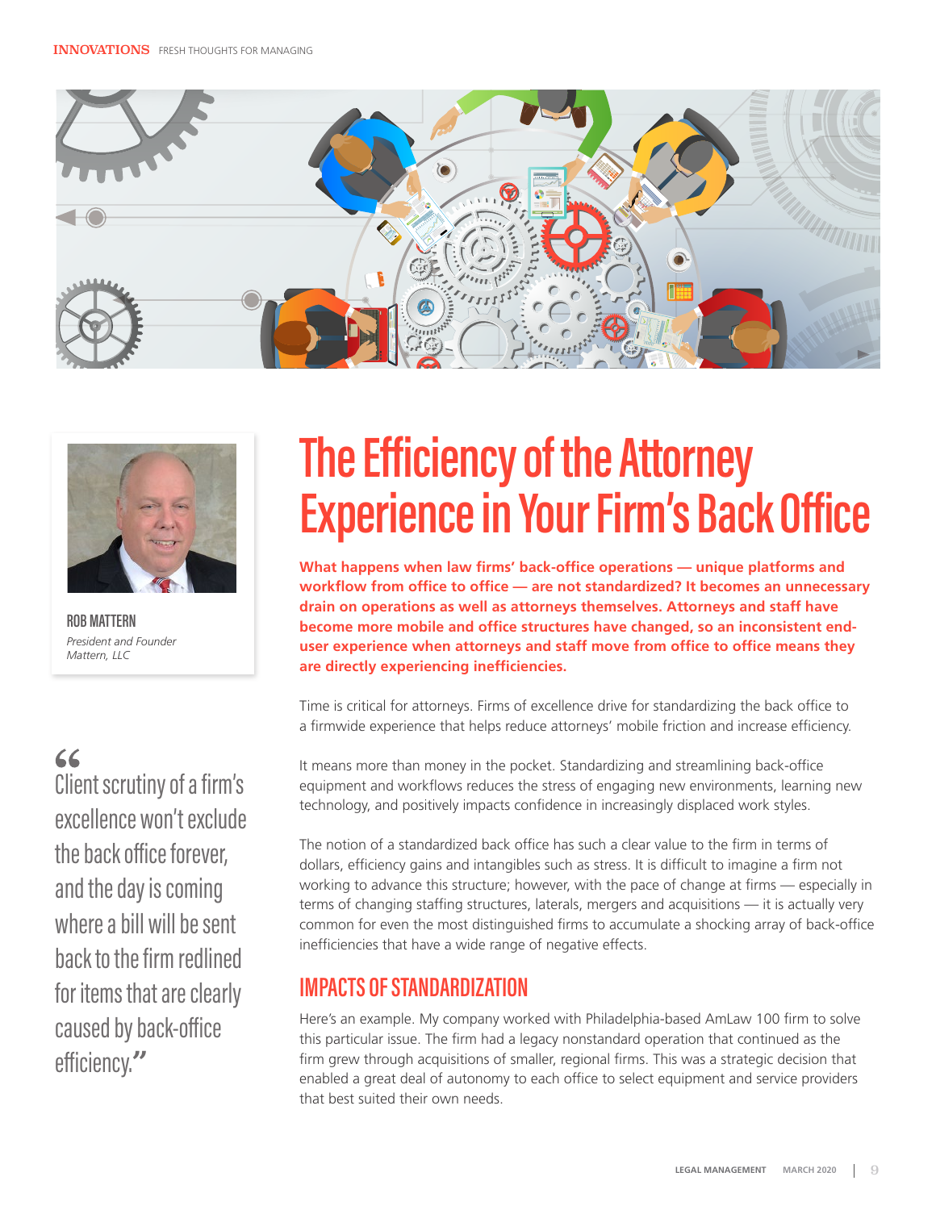# The Efficiency of the Attorney Experience in Your Firm's Back Office

**ROB MATTERN**
*President and Founder*
*Mattern, LLC*

**What happens when law firms' back-office operations — unique platforms and workflow from office to office — are not standardized? It becomes an unnecessary drain on operations as well as attorneys themselves. Attorneys and staff have become more mobile and office structures have changed, so an inconsistent end-user experience when attorneys and staff move from office to office means they are directly experiencing inefficiencies.**

Time is critical for attorneys. Firms of excellence drive for standardizing the back office to a firmwide experience that helps reduce attorneys' mobile friction and increase efficiency.

It means more than money in the pocket. Standardizing and streamlining back-office equipment and workflows reduces the stress of engaging new environments, learning new technology, and positively impacts confidence in increasingly displaced work styles.

The notion of a standardized back office has such a clear value to the firm in terms of dollars, efficiency gains and intangibles such as stress. It is difficult to imagine a firm not working to advance this structure; however, with the pace of change at firms — especially in terms of changing staffing structures, laterals, mergers and acquisitions — it is actually very common for even the most distinguished firms to accumulate a shocking array of back-office inefficiencies that have a wide range of negative effects.

> "Client scrutiny of a firm's excellence won't exclude the back office forever, and the day is coming where a bill will be sent back to the firm redlined for items that are clearly caused by back-office efficiency."

## IMPACTS OF STANDARDIZATION

Here's an example. My company worked with Philadelphia-based AmLaw 100 firm to solve this particular issue. The firm had a legacy nonstandard operation that continued as the firm grew through acquisitions of smaller, regional firms. This was a strategic decision that enabled a great deal of autonomy to each office to select equipment and service providers that best suited their own needs.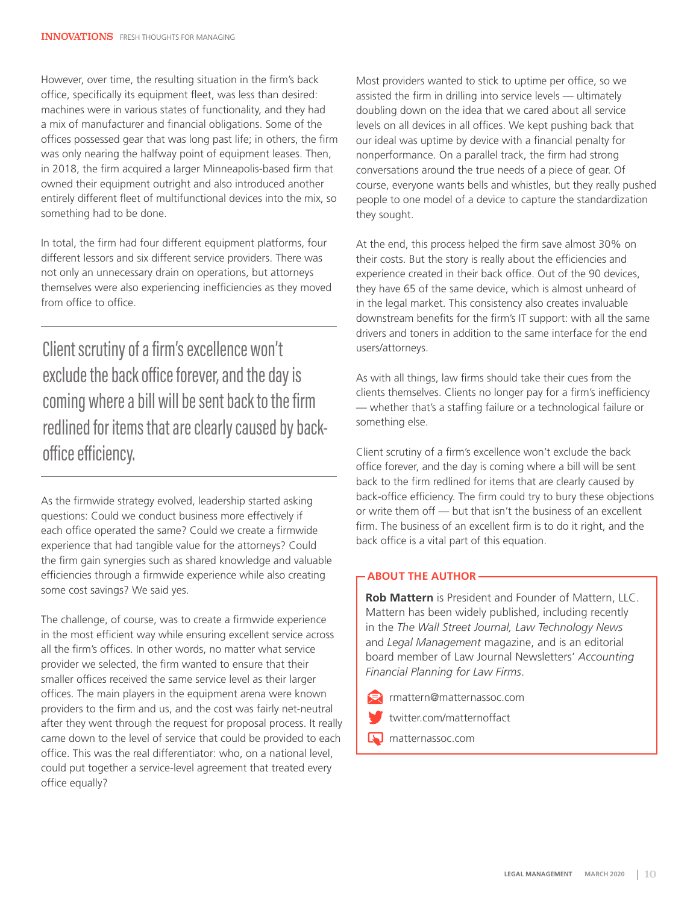However, over time, the resulting situation in the firm's back office, specifically its equipment fleet, was less than desired: machines were in various states of functionality, and they had a mix of manufacturer and financial obligations. Some of the offices possessed gear that was long past life; in others, the firm was only nearing the halfway point of equipment leases. Then, in 2018, the firm acquired a larger Minneapolis-based firm that owned their equipment outright and also introduced another entirely different fleet of multifunctional devices into the mix, so something had to be done.

In total, the firm had four different equipment platforms, four different lessors and six different service providers. There was not only an unnecessary drain on operations, but attorneys themselves were also experiencing inefficiencies as they moved from office to office.

> Client scrutiny of a firm's excellence won't exclude the back office forever, and the day is coming where a bill will be sent back to the firm redlined for items that are clearly caused by back-office efficiency.

As the firmwide strategy evolved, leadership started asking questions: Could we conduct business more effectively if each office operated the same? Could we create a firmwide experience that had tangible value for the attorneys? Could the firm gain synergies such as shared knowledge and valuable efficiencies through a firmwide experience while also creating some cost savings? We said yes.

The challenge, of course, was to create a firmwide experience in the most efficient way while ensuring excellent service across all the firm's offices. In other words, no matter what service provider we selected, the firm wanted to ensure that their smaller offices received the same service level as their larger offices. The main players in the equipment arena were known providers to the firm and us, and the cost was fairly net-neutral after they went through the request for proposal process. It really came down to the level of service that could be provided to each office. This was the real differentiator: who, on a national level, could put together a service-level agreement that treated every office equally?

Most providers wanted to stick to uptime per office, so we assisted the firm in drilling into service levels — ultimately doubling down on the idea that we cared about all service levels on all devices in all offices. We kept pushing back that our ideal was uptime by device with a financial penalty for nonperformance. On a parallel track, the firm had strong conversations around the true needs of a piece of gear. Of course, everyone wants bells and whistles, but they really pushed people to one model of a device to capture the standardization they sought.

At the end, this process helped the firm save almost 30% on their costs. But the story is really about the efficiencies and experience created in their back office. Out of the 90 devices, they have 65 of the same device, which is almost unheard of in the legal market. This consistency also creates invaluable downstream benefits for the firm's IT support: with all the same drivers and toners in addition to the same interface for the end users/attorneys.

As with all things, law firms should take their cues from the clients themselves. Clients no longer pay for a firm's inefficiency — whether that's a staffing failure or a technological failure or something else.

Client scrutiny of a firm's excellence won't exclude the back office forever, and the day is coming where a bill will be sent back to the firm redlined for items that are clearly caused by back-office efficiency. The firm could try to bury these objections or write them off — but that isn't the business of an excellent firm. The business of an excellent firm is to do it right, and the back office is a vital part of this equation.

## ABOUT THE AUTHOR

**Rob Mattern** is President and Founder of Mattern, LLC. Mattern has been widely published, including recently in the *The Wall Street Journal, Law Technology News* and *Legal Management* magazine, and is an editorial board member of Law Journal Newsletters' *Accounting Financial Planning for Law Firms*.

rmattern@matternassoc.com

twitter.com/matternoffact

matternassoc.com